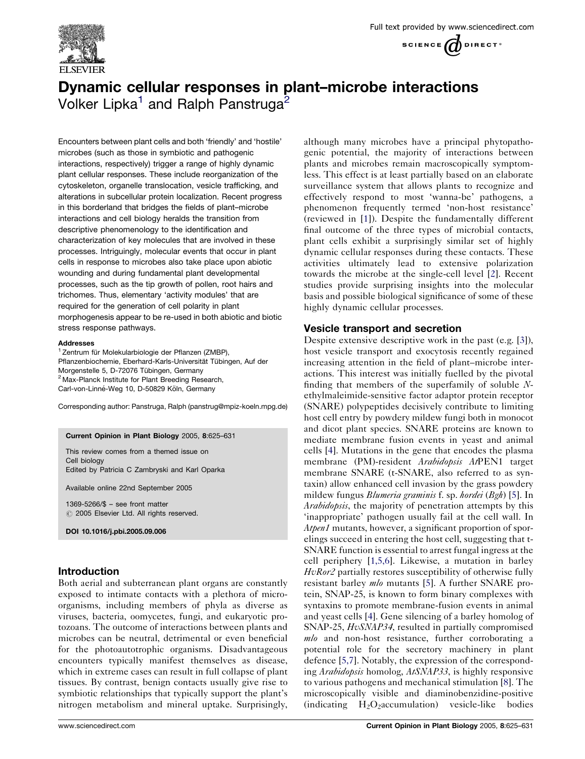# Dynamic cellular responses in plant–microbe interactions

Volker Lipka[1] and Ralph Panstruga[2]

Encounters between plant cells and both 'friendly' and 'hostile' microbes (such as those in symbiotic and pathogenic interactions, respectively) trigger a range of highly dynamic plant cellular responses. These include reorganization of the cytoskeleton, organelle translocation, vesicle trafficking, and alterations in subcellular protein localization. Recent progress in this borderland that bridges the fields of plant–microbe interactions and cell biology heralds the transition from descriptive phenomenology to the identification and characterization of key molecules that are involved in these processes. Intriguingly, molecular events that occur in plant cells in response to microbes also take place upon abiotic wounding and during fundamental plant developmental processes, such as the tip growth of pollen, root hairs and trichomes. Thus, elementary 'activity modules' that are required for the generation of cell polarity in plant morphogenesis appear to be re-used in both abiotic and biotic stress response pathways.

**Addresses**

[1] Zentrum für Molekularbiologie der Pflanzen (ZMBP), Pflanzenbiochemie, Eberhard-Karls-Universität Tübingen, Auf der Morgenstelle 5, D-72076 Tübingen, Germany

[2] Max-Planck Institute for Plant Breeding Research, Carl-von-Linné-Weg 10, D-50829 Köln, Germany

Corresponding author: Panstruga, Ralph (panstruga@mpiz-koeln.mpg.de)

**Current Opinion in Plant Biology** 2005, **8**:625–631

This review comes from a themed issue on Cell biology
Edited by Patricia C Zambryski and Karl Oparka

Available online 22nd September 2005

1369-5266/$ – see front matter
© 2005 Elsevier Ltd. All rights reserved.

**DOI 10.1016/j.pbi.2005.09.006**

## Introduction

Both aerial and subterranean plant organs are constantly exposed to intimate contacts with a plethora of microorganisms, including members of phyla as diverse as viruses, bacteria, oomycetes, fungi, and eukaryotic protozoans. The outcome of interactions between plants and microbes can be neutral, detrimental or even beneficial for the photoautotrophic organisms. Disadvantageous encounters typically manifest themselves as disease, which in extreme cases can result in full collapse of plant tissues. By contrast, benign contacts usually give rise to symbiotic relationships that typically support the plant's nitrogen metabolism and mineral uptake. Surprisingly, although many microbes have a principal phytopathogenic potential, the majority of interactions between plants and microbes remain macroscopically symptomless. This effect is at least partially based on an elaborate surveillance system that allows plants to recognize and effectively respond to most 'wanna-be' pathogens, a phenomenon frequently termed 'non-host resistance' (reviewed in [1]). Despite the fundamentally different final outcome of the three types of microbial contacts, plant cells exhibit a surprisingly similar set of highly dynamic cellular responses during these contacts. These activities ultimately lead to extensive polarization towards the microbe at the single-cell level [2]. Recent studies provide surprising insights into the molecular basis and possible biological significance of some of these highly dynamic cellular processes.

## Vesicle transport and secretion

Despite extensive descriptive work in the past (e.g. [3]), host vesicle transport and exocytosis recently regained increasing attention in the field of plant–microbe interactions. This interest was initially fuelled by the pivotal finding that members of the superfamily of soluble *N*-ethylmaleimide-sensitive factor adaptor protein receptor (SNARE) polypeptides decisively contribute to limiting host cell entry by powdery mildew fungi both in monocot and dicot plant species. SNARE proteins are known to mediate membrane fusion events in yeast and animal cells [4]. Mutations in the gene that encodes the plasma membrane (PM)-resident *Arabidopsis* *At*PEN1 target membrane SNARE (t-SNARE, also referred to as syntaxin) allow enhanced cell invasion by the grass powdery mildew fungus *Blumeria graminis* f. sp. *hordei* (*Bgh*) [5]. In *Arabidopsis*, the majority of penetration attempts by this 'inappropriate' pathogen usually fail at the cell wall. In *Atpen1* mutants, however, a significant proportion of sporelings succeed in entering the host cell, suggesting that t-SNARE function is essential to arrest fungal ingress at the cell periphery [1,5,6]. Likewise, a mutation in barley *HvRor2* partially restores susceptibility of otherwise fully resistant barley *mlo* mutants [5]. A further SNARE protein, SNAP-25, is known to form binary complexes with syntaxins to promote membrane-fusion events in animal and yeast cells [4]. Gene silencing of a barley homolog of SNAP-25, *HvSNAP34*, resulted in partially compromised *mlo* and non-host resistance, further corroborating a potential role for the secretory machinery in plant defence [5,7]. Notably, the expression of the corresponding *Arabidopsis* homolog, *AtSNAP33*, is highly responsive to various pathogens and mechanical stimulation [8]. The microscopically visible and diaminobenzidine-positive (indicating $H_2O_2$accumulation) vesicle-like bodies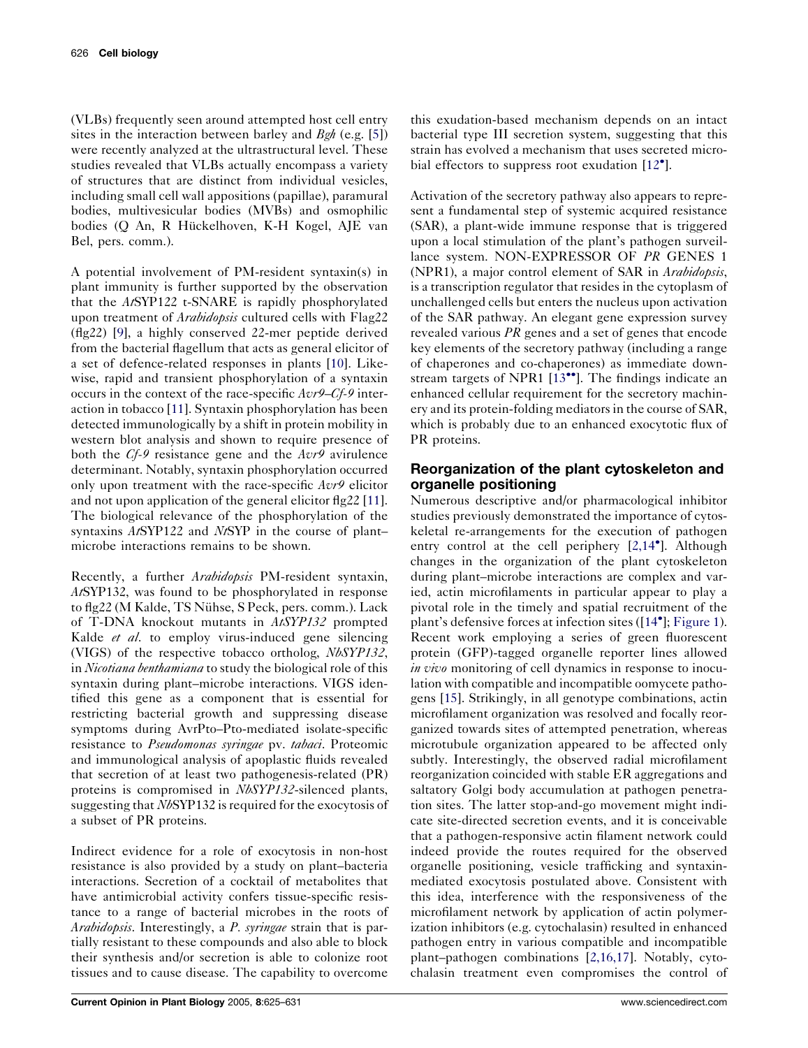(VLBs) frequently seen around attempted host cell entry sites in the interaction between barley and *Bgh* (e.g. [5]) were recently analyzed at the ultrastructural level. These studies revealed that VLBs actually encompass a variety of structures that are distinct from individual vesicles, including small cell wall appositions (papillae), paramural bodies, multivesicular bodies (MVBs) and osmophilic bodies (Q An, R Hückelhoven, K-H Kogel, AJE van Bel, pers. comm.).

A potential involvement of PM-resident syntaxin(s) in plant immunity is further supported by the observation that the *At*SYP122 t-SNARE is rapidly phosphorylated upon treatment of *Arabidopsis* cultured cells with Flag22 (flg22) [9], a highly conserved 22-mer peptide derived from the bacterial flagellum that acts as general elicitor of a set of defence-related responses in plants [10]. Likewise, rapid and transient phosphorylation of a syntaxin occurs in the context of the race-specific *Avr9*–*Cf-9* interaction in tobacco [11]. Syntaxin phosphorylation has been detected immunologically by a shift in protein mobility in western blot analysis and shown to require presence of both the *Cf-9* resistance gene and the *Avr9* avirulence determinant. Notably, syntaxin phosphorylation occurred only upon treatment with the race-specific *Avr9* elicitor and not upon application of the general elicitor flg22 [11]. The biological relevance of the phosphorylation of the syntaxins *At*SYP122 and *Nt*SYP in the course of plant–microbe interactions remains to be shown.

Recently, a further *Arabidopsis* PM-resident syntaxin, *At*SYP132, was found to be phosphorylated in response to flg22 (M Kalde, TS Nühse, S Peck, pers. comm.). Lack of T-DNA knockout mutants in *AtSYP132* prompted Kalde *et al*. to employ virus-induced gene silencing (VIGS) of the respective tobacco ortholog, *NbSYP132*, in *Nicotiana benthamiana* to study the biological role of this syntaxin during plant–microbe interactions. VIGS identified this gene as a component that is essential for restricting bacterial growth and suppressing disease symptoms during AvrPto–Pto-mediated isolate-specific resistance to *Pseudomonas syringae* pv. *tabaci*. Proteomic and immunological analysis of apoplastic fluids revealed that secretion of at least two pathogenesis-related (PR) proteins is compromised in *NbSYP132*-silenced plants, suggesting that *Nb*SYP132 is required for the exocytosis of a subset of PR proteins.

Indirect evidence for a role of exocytosis in non-host resistance is also provided by a study on plant–bacteria interactions. Secretion of a cocktail of metabolites that have antimicrobial activity confers tissue-specific resistance to a range of bacterial microbes in the roots of *Arabidopsis*. Interestingly, a *P. syringae* strain that is partially resistant to these compounds and also able to block their synthesis and/or secretion is able to colonize root tissues and to cause disease. The capability to overcome this exudation-based mechanism depends on an intact bacterial type III secretion system, suggesting that this strain has evolved a mechanism that uses secreted microbial effectors to suppress root exudation [12•].

Activation of the secretory pathway also appears to represent a fundamental step of systemic acquired resistance (SAR), a plant-wide immune response that is triggered upon a local stimulation of the plant's pathogen surveillance system. NON-EXPRESSOR OF *PR* GENES 1 (NPR1), a major control element of SAR in *Arabidopsis*, is a transcription regulator that resides in the cytoplasm of unchallenged cells but enters the nucleus upon activation of the SAR pathway. An elegant gene expression survey revealed various *PR* genes and a set of genes that encode key elements of the secretory pathway (including a range of chaperones and co-chaperones) as immediate downstream targets of NPR1 [13••]. The findings indicate an enhanced cellular requirement for the secretory machinery and its protein-folding mediators in the course of SAR, which is probably due to an enhanced exocytotic flux of PR proteins.

## Reorganization of the plant cytoskeleton and organelle positioning

Numerous descriptive and/or pharmacological inhibitor studies previously demonstrated the importance of cytoskeletal re-arrangements for the execution of pathogen entry control at the cell periphery [2,14•]. Although changes in the organization of the plant cytoskeleton during plant–microbe interactions are complex and varied, actin microfilaments in particular appear to play a pivotal role in the timely and spatial recruitment of the plant's defensive forces at infection sites ([14•]; Figure 1). Recent work employing a series of green fluorescent protein (GFP)-tagged organelle reporter lines allowed *in vivo* monitoring of cell dynamics in response to inoculation with compatible and incompatible oomycete pathogens [15]. Strikingly, in all genotype combinations, actin microfilament organization was resolved and focally reorganized towards sites of attempted penetration, whereas microtubule organization appeared to be affected only subtly. Interestingly, the observed radial microfilament reorganization coincided with stable ER aggregations and saltatory Golgi body accumulation at pathogen penetration sites. The latter stop-and-go movement might indicate site-directed secretion events, and it is conceivable that a pathogen-responsive actin filament network could indeed provide the routes required for the observed organelle positioning, vesicle trafficking and syntaxin-mediated exocytosis postulated above. Consistent with this idea, interference with the responsiveness of the microfilament network by application of actin polymerization inhibitors (e.g. cytochalasin) resulted in enhanced pathogen entry in various compatible and incompatible plant–pathogen combinations [2,16,17]. Notably, cytochalasin treatment even compromises the control of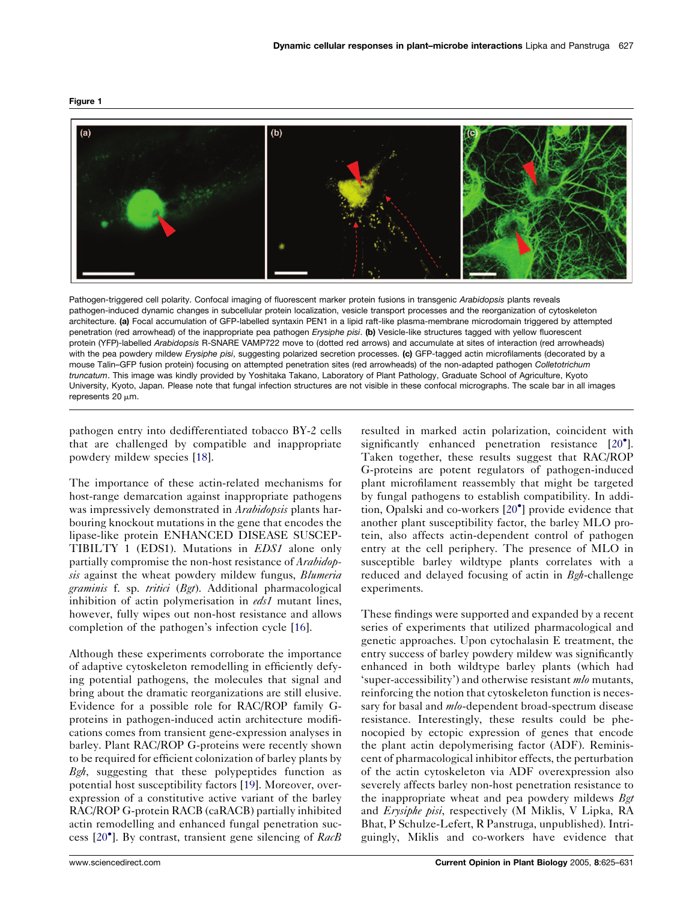**Figure 1**

Pathogen-triggered cell polarity. Confocal imaging of fluorescent marker protein fusions in transgenic *Arabidopsis* plants reveals pathogen-induced dynamic changes in subcellular protein localization, vesicle transport processes and the reorganization of cytoskeleton architecture. **(a)** Focal accumulation of GFP-labelled syntaxin PEN1 in a lipid raft-like plasma-membrane microdomain triggered by attempted penetration (red arrowhead) of the inappropriate pea pathogen *Erysiphe pisi*. **(b)** Vesicle-like structures tagged with yellow fluorescent protein (YFP)-labelled *Arabidopsis* R-SNARE VAMP722 move to (dotted red arrows) and accumulate at sites of interaction (red arrowheads) with the pea powdery mildew *Erysiphe pisi*, suggesting polarized secretion processes. **(c)** GFP-tagged actin microfilaments (decorated by a mouse Talin–GFP fusion protein) focusing on attempted penetration sites (red arrowheads) of the non-adapted pathogen *Colletotrichum truncatum*. This image was kindly provided by Yoshitaka Takano, Laboratory of Plant Pathology, Graduate School of Agriculture, Kyoto University, Kyoto, Japan. Please note that fungal infection structures are not visible in these confocal micrographs. The scale bar in all images represents 20 μm.

pathogen entry into dedifferentiated tobacco BY-2 cells that are challenged by compatible and inappropriate powdery mildew species [18].

The importance of these actin-related mechanisms for host-range demarcation against inappropriate pathogens was impressively demonstrated in *Arabidopsis* plants harbouring knockout mutations in the gene that encodes the lipase-like protein ENHANCED DISEASE SUSCEPTIBILTY 1 (EDS1). Mutations in *EDS1* alone only partially compromise the non-host resistance of *Arabidopsis* against the wheat powdery mildew fungus, *Blumeria graminis* f. sp. *tritici* (*Bgt*). Additional pharmacological inhibition of actin polymerisation in *eds1* mutant lines, however, fully wipes out non-host resistance and allows completion of the pathogen's infection cycle [16].

Although these experiments corroborate the importance of adaptive cytoskeleton remodelling in efficiently defying potential pathogens, the molecules that signal and bring about the dramatic reorganizations are still elusive. Evidence for a possible role for RAC/ROP family G-proteins in pathogen-induced actin architecture modifications comes from transient gene-expression analyses in barley. Plant RAC/ROP G-proteins were recently shown to be required for efficient colonization of barley plants by *Bgh*, suggesting that these polypeptides function as potential host susceptibility factors [19]. Moreover, overexpression of a constitutive active variant of the barley RAC/ROP G-protein RACB (caRACB) partially inhibited actin remodelling and enhanced fungal penetration success [20•]. By contrast, transient gene silencing of *RacB* resulted in marked actin polarization, coincident with significantly enhanced penetration resistance [20•]. Taken together, these results suggest that RAC/ROP G-proteins are potent regulators of pathogen-induced plant microfilament reassembly that might be targeted by fungal pathogens to establish compatibility. In addition, Opalski and co-workers [20•] provide evidence that another plant susceptibility factor, the barley MLO protein, also affects actin-dependent control of pathogen entry at the cell periphery. The presence of MLO in susceptible barley wildtype plants correlates with a reduced and delayed focusing of actin in *Bgh*-challenge experiments.

These findings were supported and expanded by a recent series of experiments that utilized pharmacological and genetic approaches. Upon cytochalasin E treatment, the entry success of barley powdery mildew was significantly enhanced in both wildtype barley plants (which had 'super-accessibility') and otherwise resistant *mlo* mutants, reinforcing the notion that cytoskeleton function is necessary for basal and *mlo*-dependent broad-spectrum disease resistance. Interestingly, these results could be phenocopied by ectopic expression of genes that encode the plant actin depolymerising factor (ADF). Reminiscent of pharmacological inhibitor effects, the perturbation of the actin cytoskeleton via ADF overexpression also severely affects barley non-host penetration resistance to the inappropriate wheat and pea powdery mildews *Bgt* and *Erysiphe pisi*, respectively (M Miklis, V Lipka, RA Bhat, P Schulze-Lefert, R Panstruga, unpublished). Intriguingly, Miklis and co-workers have evidence that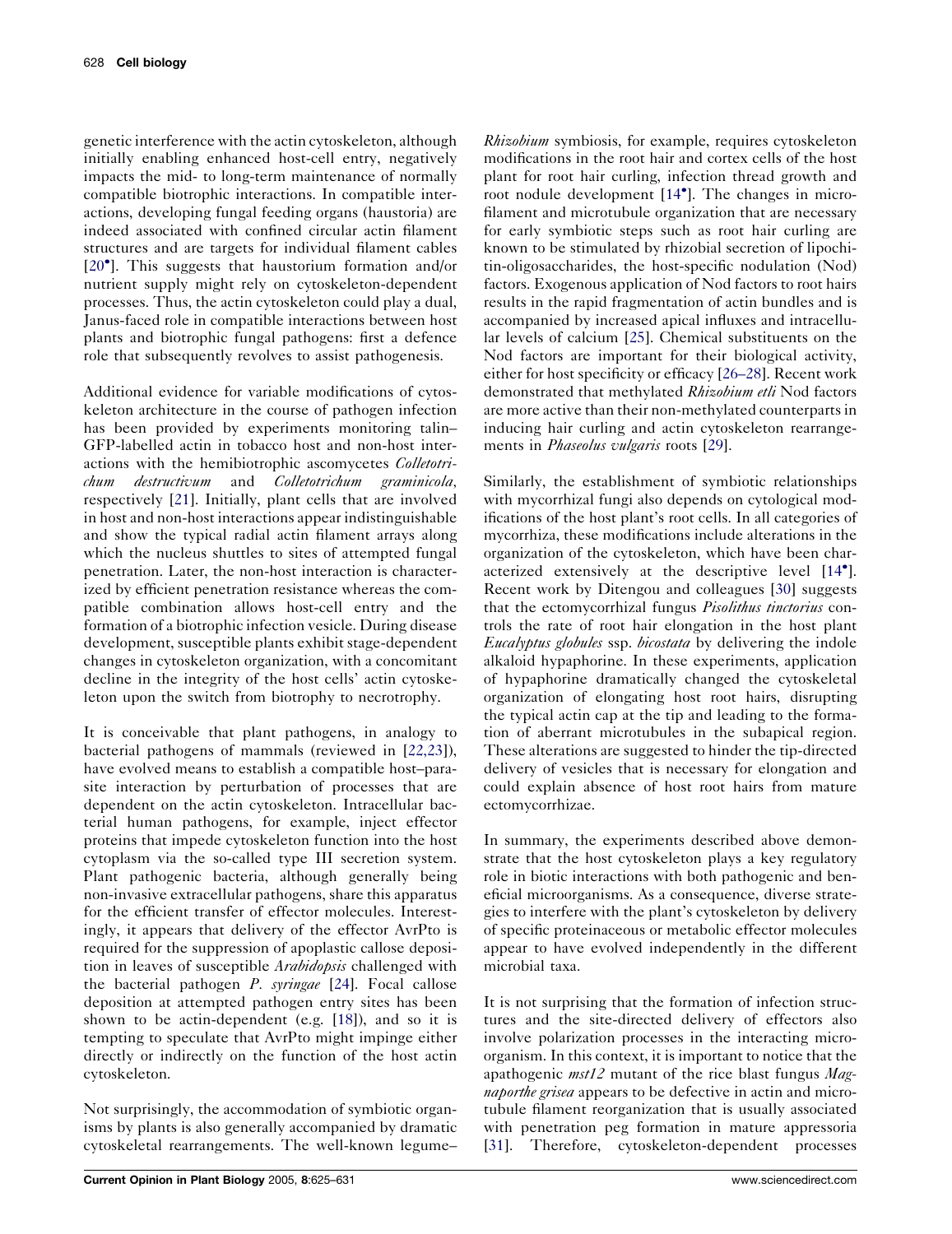genetic interference with the actin cytoskeleton, although initially enabling enhanced host-cell entry, negatively impacts the mid- to long-term maintenance of normally compatible biotrophic interactions. In compatible interactions, developing fungal feeding organs (haustoria) are indeed associated with confined circular actin filament structures and are targets for individual filament cables [20•]. This suggests that haustorium formation and/or nutrient supply might rely on cytoskeleton-dependent processes. Thus, the actin cytoskeleton could play a dual, Janus-faced role in compatible interactions between host plants and biotrophic fungal pathogens: first a defence role that subsequently revolves to assist pathogenesis.

Additional evidence for variable modifications of cytoskeleton architecture in the course of pathogen infection has been provided by experiments monitoring talin–GFP-labelled actin in tobacco host and non-host interactions with the hemibiotrophic ascomycetes *Colletotrichum destructivum* and *Colletotrichum graminicola*, respectively [21]. Initially, plant cells that are involved in host and non-host interactions appear indistinguishable and show the typical radial actin filament arrays along which the nucleus shuttles to sites of attempted fungal penetration. Later, the non-host interaction is characterized by efficient penetration resistance whereas the compatible combination allows host-cell entry and the formation of a biotrophic infection vesicle. During disease development, susceptible plants exhibit stage-dependent changes in cytoskeleton organization, with a concomitant decline in the integrity of the host cells' actin cytoskeleton upon the switch from biotrophy to necrotrophy.

It is conceivable that plant pathogens, in analogy to bacterial pathogens of mammals (reviewed in [22,23]), have evolved means to establish a compatible host–parasite interaction by perturbation of processes that are dependent on the actin cytoskeleton. Intracellular bacterial human pathogens, for example, inject effector proteins that impede cytoskeleton function into the host cytoplasm via the so-called type III secretion system. Plant pathogenic bacteria, although generally being non-invasive extracellular pathogens, share this apparatus for the efficient transfer of effector molecules. Interestingly, it appears that delivery of the effector AvrPto is required for the suppression of apoplastic callose deposition in leaves of susceptible *Arabidopsis* challenged with the bacterial pathogen *P. syringae* [24]. Focal callose deposition at attempted pathogen entry sites has been shown to be actin-dependent (e.g. [18]), and so it is tempting to speculate that AvrPto might impinge either directly or indirectly on the function of the host actin cytoskeleton.

Not surprisingly, the accommodation of symbiotic organisms by plants is also generally accompanied by dramatic cytoskeletal rearrangements. The well-known legume–*Rhizobium* symbiosis, for example, requires cytoskeleton modifications in the root hair and cortex cells of the host plant for root hair curling, infection thread growth and root nodule development [14•]. The changes in microfilament and microtubule organization that are necessary for early symbiotic steps such as root hair curling are known to be stimulated by rhizobial secretion of lipochitin-oligosaccharides, the host-specific nodulation (Nod) factors. Exogenous application of Nod factors to root hairs results in the rapid fragmentation of actin bundles and is accompanied by increased apical influxes and intracellular levels of calcium [25]. Chemical substituents on the Nod factors are important for their biological activity, either for host specificity or efficacy [26–28]. Recent work demonstrated that methylated *Rhizobium etli* Nod factors are more active than their non-methylated counterparts in inducing hair curling and actin cytoskeleton rearrangements in *Phaseolus vulgaris* roots [29].

Similarly, the establishment of symbiotic relationships with mycorrhizal fungi also depends on cytological modifications of the host plant's root cells. In all categories of mycorrhiza, these modifications include alterations in the organization of the cytoskeleton, which have been characterized extensively at the descriptive level [14•]. Recent work by Ditengou and colleagues [30] suggests that the ectomycorrhizal fungus *Pisolithus tinctorius* controls the rate of root hair elongation in the host plant *Eucalyptus globules* ssp. *bicostata* by delivering the indole alkaloid hypaphorine. In these experiments, application of hypaphorine dramatically changed the cytoskeletal organization of elongating host root hairs, disrupting the typical actin cap at the tip and leading to the formation of aberrant microtubules in the subapical region. These alterations are suggested to hinder the tip-directed delivery of vesicles that is necessary for elongation and could explain absence of host root hairs from mature ectomycorrhizae.

In summary, the experiments described above demonstrate that the host cytoskeleton plays a key regulatory role in biotic interactions with both pathogenic and beneficial microorganisms. As a consequence, diverse strategies to interfere with the plant's cytoskeleton by delivery of specific proteinaceous or metabolic effector molecules appear to have evolved independently in the different microbial taxa.

It is not surprising that the formation of infection structures and the site-directed delivery of effectors also involve polarization processes in the interacting microorganism. In this context, it is important to notice that the apathogenic *mst12* mutant of the rice blast fungus *Magnaporthe grisea* appears to be defective in actin and microtubule filament reorganization that is usually associated with penetration peg formation in mature appressoria [31]. Therefore, cytoskeleton-dependent processes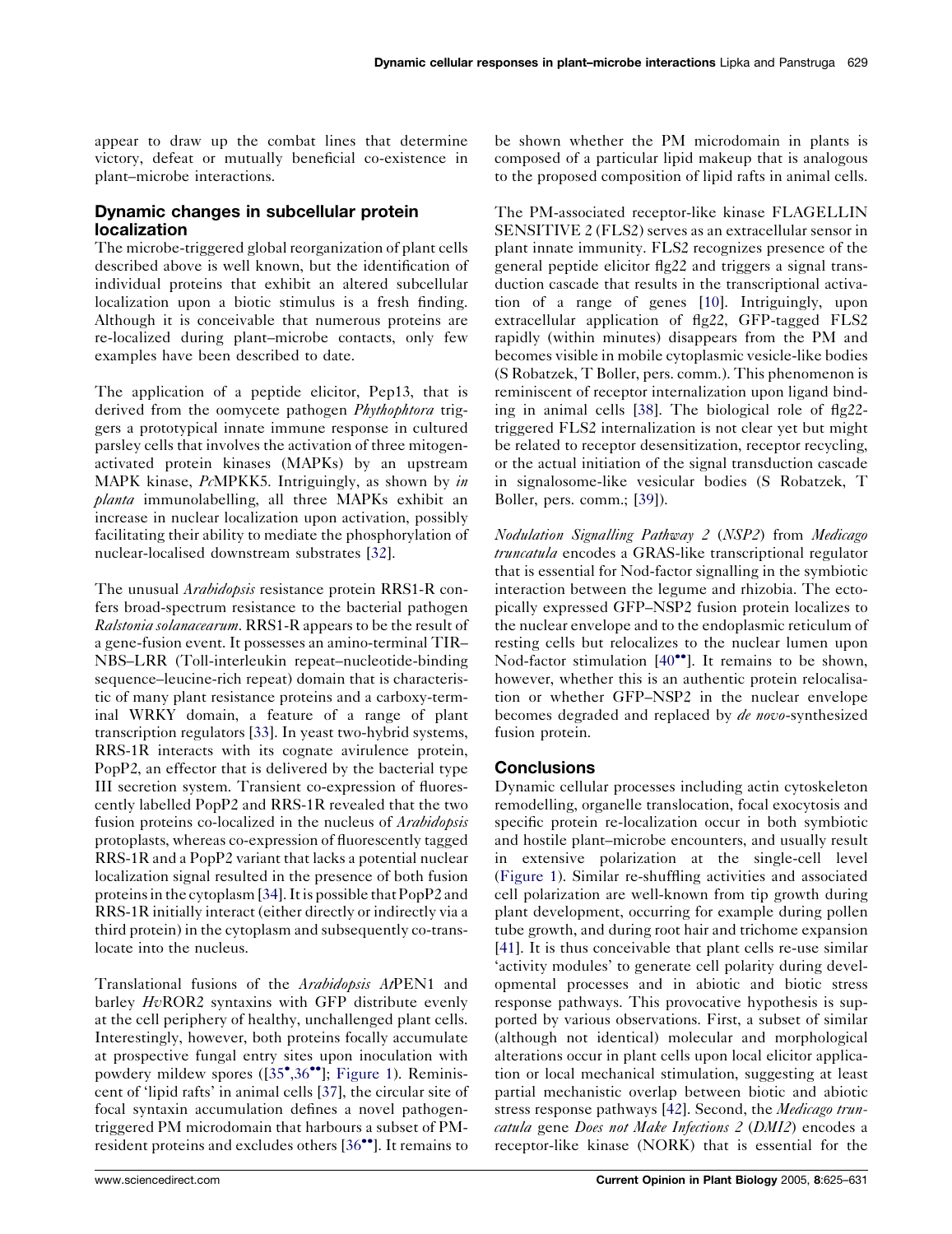appear to draw up the combat lines that determine victory, defeat or mutually beneficial co-existence in plant–microbe interactions.

## Dynamic changes in subcellular protein localization

The microbe-triggered global reorganization of plant cells described above is well known, but the identification of individual proteins that exhibit an altered subcellular localization upon a biotic stimulus is a fresh finding. Although it is conceivable that numerous proteins are re-localized during plant–microbe contacts, only few examples have been described to date.

The application of a peptide elicitor, Pep13, that is derived from the oomycete pathogen *Phythophtora* triggers a prototypical innate immune response in cultured parsley cells that involves the activation of three mitogen-activated protein kinases (MAPKs) by an upstream MAPK kinase, *Pc*MPKK5. Intriguingly, as shown by *in planta* immunolabelling, all three MAPKs exhibit an increase in nuclear localization upon activation, possibly facilitating their ability to mediate the phosphorylation of nuclear-localised downstream substrates [32].

The unusual *Arabidopsis* resistance protein RRS1-R confers broad-spectrum resistance to the bacterial pathogen *Ralstonia solanacearum*. RRS1-R appears to be the result of a gene-fusion event. It possesses an amino-terminal TIR–NBS–LRR (Toll-interleukin repeat–nucleotide-binding sequence–leucine-rich repeat) domain that is characteristic of many plant resistance proteins and a carboxy-terminal WRKY domain, a feature of a range of plant transcription regulators [33]. In yeast two-hybrid systems, RRS-1R interacts with its cognate avirulence protein, PopP2, an effector that is delivered by the bacterial type III secretion system. Transient co-expression of fluorescently labelled PopP2 and RRS-1R revealed that the two fusion proteins co-localized in the nucleus of *Arabidopsis* protoplasts, whereas co-expression of fluorescently tagged RRS-1R and a PopP2 variant that lacks a potential nuclear localization signal resulted in the presence of both fusion proteins in the cytoplasm [34]. It is possible that PopP2 and RRS-1R initially interact (either directly or indirectly via a third protein) in the cytoplasm and subsequently co-translocate into the nucleus.

Translational fusions of the *Arabidopsis At*PEN1 and barley *Hv*ROR2 syntaxins with GFP distribute evenly at the cell periphery of healthy, unchallenged plant cells. Interestingly, however, both proteins focally accumulate at prospective fungal entry sites upon inoculation with powdery mildew spores ([35•,36••]; Figure 1). Reminiscent of 'lipid rafts' in animal cells [37], the circular site of focal syntaxin accumulation defines a novel pathogen-triggered PM microdomain that harbours a subset of PM-resident proteins and excludes others [36••]. It remains to be shown whether the PM microdomain in plants is composed of a particular lipid makeup that is analogous to the proposed composition of lipid rafts in animal cells.

The PM-associated receptor-like kinase FLAGELLIN SENSITIVE 2 (FLS2) serves as an extracellular sensor in plant innate immunity. FLS2 recognizes presence of the general peptide elicitor flg22 and triggers a signal transduction cascade that results in the transcriptional activation of a range of genes [10]. Intriguingly, upon extracellular application of flg22, GFP-tagged FLS2 rapidly (within minutes) disappears from the PM and becomes visible in mobile cytoplasmic vesicle-like bodies (S Robatzek, T Boller, pers. comm.). This phenomenon is reminiscent of receptor internalization upon ligand binding in animal cells [38]. The biological role of flg22-triggered FLS2 internalization is not clear yet but might be related to receptor desensitization, receptor recycling, or the actual initiation of the signal transduction cascade in signalosome-like vesicular bodies (S Robatzek, T Boller, pers. comm.; [39]).

*Nodulation Signalling Pathway 2* (*NSP2*) from *Medicago truncatula* encodes a GRAS-like transcriptional regulator that is essential for Nod-factor signalling in the symbiotic interaction between the legume and rhizobia. The ectopically expressed GFP–NSP2 fusion protein localizes to the nuclear envelope and to the endoplasmic reticulum of resting cells but relocalizes to the nuclear lumen upon Nod-factor stimulation [40••]. It remains to be shown, however, whether this is an authentic protein relocalisation or whether GFP–NSP2 in the nuclear envelope becomes degraded and replaced by *de novo*-synthesized fusion protein.

## Conclusions

Dynamic cellular processes including actin cytoskeleton remodelling, organelle translocation, focal exocytosis and specific protein re-localization occur in both symbiotic and hostile plant–microbe encounters, and usually result in extensive polarization at the single-cell level (Figure 1). Similar re-shuffling activities and associated cell polarization are well-known from tip growth during plant development, occurring for example during pollen tube growth, and during root hair and trichome expansion [41]. It is thus conceivable that plant cells re-use similar 'activity modules' to generate cell polarity during developmental processes and in abiotic and biotic stress response pathways. This provocative hypothesis is supported by various observations. First, a subset of similar (although not identical) molecular and morphological alterations occur in plant cells upon local elicitor application or local mechanical stimulation, suggesting at least partial mechanistic overlap between biotic and abiotic stress response pathways [42]. Second, the *Medicago truncatula* gene *Does not Make Infections 2* (*DMI2*) encodes a receptor-like kinase (NORK) that is essential for the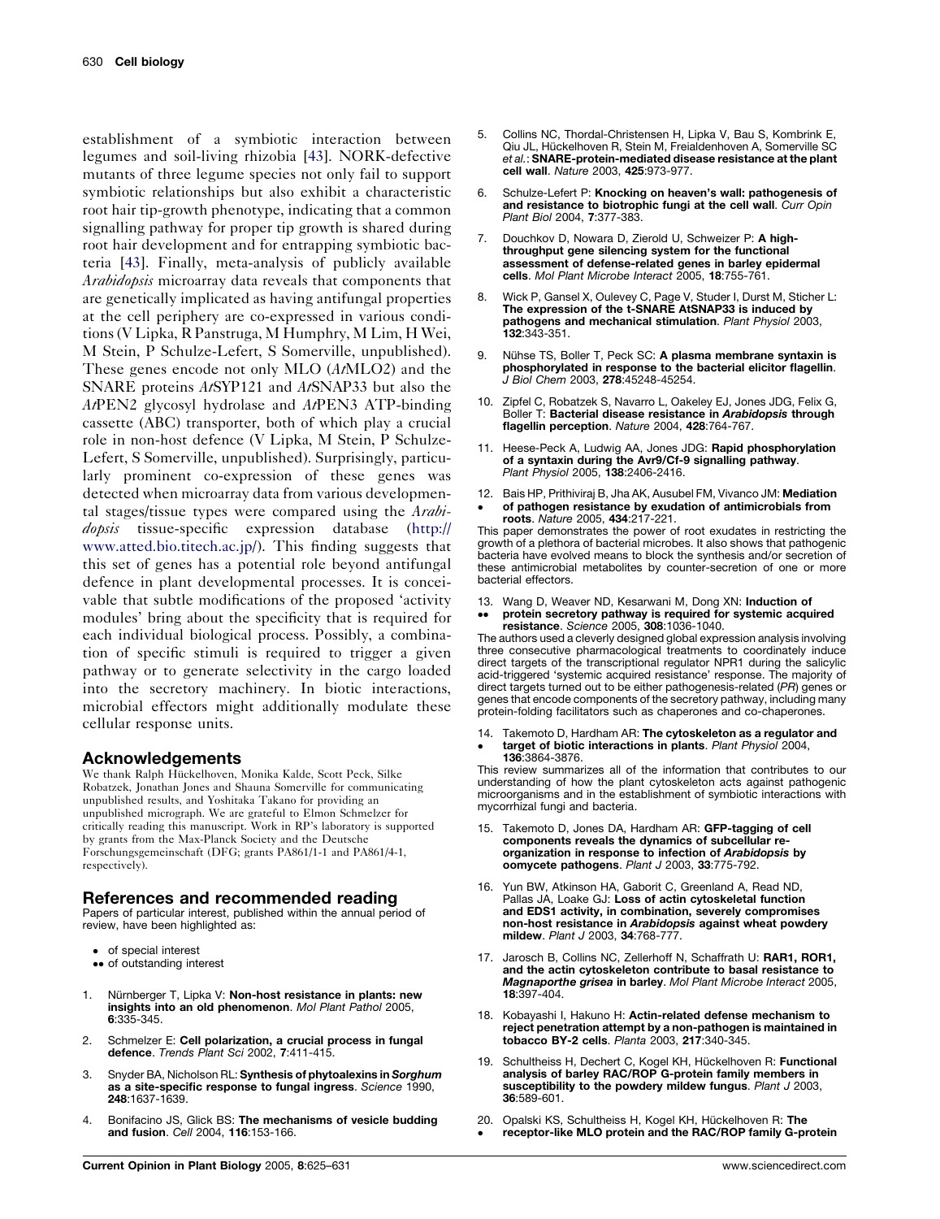establishment of a symbiotic interaction between legumes and soil-living rhizobia [43]. NORK-defective mutants of three legume species not only fail to support symbiotic relationships but also exhibit a characteristic root hair tip-growth phenotype, indicating that a common signalling pathway for proper tip growth is shared during root hair development and for entrapping symbiotic bacteria [43]. Finally, meta-analysis of publicly available *Arabidopsis* microarray data reveals that components that are genetically implicated as having antifungal properties at the cell periphery are co-expressed in various conditions (V Lipka, R Panstruga, M Humphry, M Lim, H Wei, M Stein, P Schulze-Lefert, S Somerville, unpublished). These genes encode not only MLO (*At*MLO2) and the SNARE proteins *At*SYP121 and *At*SNAP33 but also the *At*PEN2 glycosyl hydrolase and *At*PEN3 ATP-binding cassette (ABC) transporter, both of which play a crucial role in non-host defence (V Lipka, M Stein, P Schulze-Lefert, S Somerville, unpublished). Surprisingly, particularly prominent co-expression of these genes was detected when microarray data from various developmental stages/tissue types were compared using the *Arabidopsis* tissue-specific expression database (http://www.atted.bio.titech.ac.jp/). This finding suggests that this set of genes has a potential role beyond antifungal defence in plant developmental processes. It is conceivable that subtle modifications of the proposed 'activity modules' bring about the specificity that is required for each individual biological process. Possibly, a combination of specific stimuli is required to trigger a given pathway or to generate selectivity in the cargo loaded into the secretory machinery. In biotic interactions, microbial effectors might additionally modulate these cellular response units.

## Acknowledgements

We thank Ralph Hückelhoven, Monika Kalde, Scott Peck, Silke Robatzek, Jonathan Jones and Shauna Somerville for communicating unpublished results, and Yoshitaka Takano for providing an unpublished micrograph. We are grateful to Elmon Schmelzer for critically reading this manuscript. Work in RP's laboratory is supported by grants from the Max-Planck Society and the Deutsche Forschungsgemeinschaft (DFG; grants PA861/1-1 and PA861/4-1, respectively).

## References and recommended reading

Papers of particular interest, published within the annual period of review, have been highlighted as:

- • of special interest
- •• of outstanding interest

1. Nürnberger T, Lipka V: **Non-host resistance in plants: new insights into an old phenomenon**. *Mol Plant Pathol* 2005, **6**:335-345.

2. Schmelzer E: **Cell polarization, a crucial process in fungal defence**. *Trends Plant Sci* 2002, **7**:411-415.

3. Snyder BA, Nicholson RL: **Synthesis of phytoalexins in *Sorghum* as a site-specific response to fungal ingress**. *Science* 1990, **248**:1637-1639.

4. Bonifacino JS, Glick BS: **The mechanisms of vesicle budding and fusion**. *Cell* 2004, **116**:153-166.

5. Collins NC, Thordal-Christensen H, Lipka V, Bau S, Kombrink E, Qiu JL, Hückelhoven R, Stein M, Freialdenhoven A, Somerville SC *et al.*: **SNARE-protein-mediated disease resistance at the plant cell wall**. *Nature* 2003, **425**:973-977.

6. Schulze-Lefert P: **Knocking on heaven's wall: pathogenesis of and resistance to biotrophic fungi at the cell wall**. *Curr Opin Plant Biol* 2004, **7**:377-383.

7. Douchkov D, Nowara D, Zierold U, Schweizer P: **A high-throughput gene silencing system for the functional assessment of defense-related genes in barley epidermal cells**. *Mol Plant Microbe Interact* 2005, **18**:755-761.

8. Wick P, Gansel X, Oulevey C, Page V, Studer I, Durst M, Sticher L: **The expression of the t-SNARE AtSNAP33 is induced by pathogens and mechanical stimulation**. *Plant Physiol* 2003, **132**:343-351.

9. Nühse TS, Boller T, Peck SC: **A plasma membrane syntaxin is phosphorylated in response to the bacterial elicitor flagellin**. *J Biol Chem* 2003, **278**:45248-45254.

10. Zipfel C, Robatzek S, Navarro L, Oakeley EJ, Jones JDG, Felix G, Boller T: **Bacterial disease resistance in *Arabidopsis* through flagellin perception**. *Nature* 2004, **428**:764-767.

11. Heese-Peck A, Ludwig AA, Jones JDG: **Rapid phosphorylation of a syntaxin during the Avr9/Cf-9 signalling pathway**. *Plant Physiol* 2005, **138**:2406-2416.

12. • Bais HP, Prithiviraj B, Jha AK, Ausubel FM, Vivanco JM: **Mediation of pathogen resistance by exudation of antimicrobials from roots**. *Nature* 2005, **434**:217-221.
This paper demonstrates the power of root exudates in restricting the growth of a plethora of bacterial microbes. It also shows that pathogenic bacteria have evolved means to block the synthesis and/or secretion of these antimicrobial metabolites by counter-secretion of one or more bacterial effectors.

13. •• Wang D, Weaver ND, Kesarwani M, Dong XN: **Induction of protein secretory pathway is required for systemic acquired resistance**. *Science* 2005, **308**:1036-1040.
The authors used a cleverly designed global expression analysis involving three consecutive pharmacological treatments to coordinately induce direct targets of the transcriptional regulator NPR1 during the salicylic acid-triggered 'systemic acquired resistance' response. The majority of direct targets turned out to be either pathogenesis-related (*PR*) genes or genes that encode components of the secretory pathway, including many protein-folding facilitators such as chaperones and co-chaperones.

14. • Takemoto D, Hardham AR: **The cytoskeleton as a regulator and target of biotic interactions in plants**. *Plant Physiol* 2004, **136**:3864-3876.
This review summarizes all of the information that contributes to our understanding of how the plant cytoskeleton acts against pathogenic microorganisms and in the establishment of symbiotic interactions with mycorrhizal fungi and bacteria.

15. Takemoto D, Jones DA, Hardham AR: **GFP-tagging of cell components reveals the dynamics of subcellular re-organization in response to infection of *Arabidopsis* by oomycete pathogens**. *Plant J* 2003, **33**:775-792.

16. Yun BW, Atkinson HA, Gaborit C, Greenland A, Read ND, Pallas JA, Loake GJ: **Loss of actin cytoskeletal function and EDS1 activity, in combination, severely compromises non-host resistance in *Arabidopsis* against wheat powdery mildew**. *Plant J* 2003, **34**:768-777.

17. Jarosch B, Collins NC, Zellerhoff N, Schaffrath U: **RAR1, ROR1, and the actin cytoskeleton contribute to basal resistance to *Magnaporthe grisea* in barley**. *Mol Plant Microbe Interact* 2005, **18**:397-404.

18. Kobayashi I, Hakuno H: **Actin-related defense mechanism to reject penetration attempt by a non-pathogen is maintained in tobacco BY-2 cells**. *Planta* 2003, **217**:340-345.

19. Schultheiss H, Dechert C, Kogel KH, Hückelhoven R: **Functional analysis of barley RAC/ROP G-protein family members in susceptibility to the powdery mildew fungus**. *Plant J* 2003, **36**:589-601.

20. • Opalski KS, Schultheiss H, Kogel KH, Hückelhoven R: **The receptor-like MLO protein and the RAC/ROP family G-protein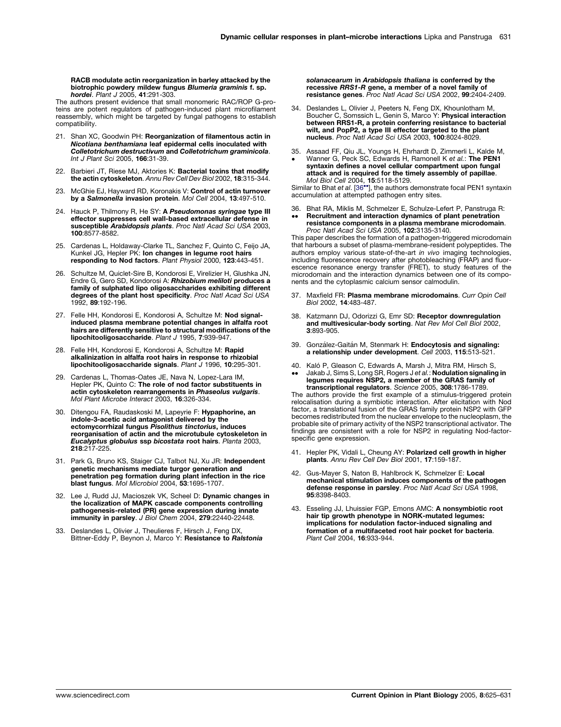**RACB modulate actin reorganization in barley attacked by the biotrophic powdery mildew fungus *Blumeria graminis* f. sp. *hordei*.** *Plant J* 2005, **41**:291-303.

The authors present evidence that small monomeric RAC/ROP G-proteins are potent regulators of pathogen-induced plant microfilament reassembly, which might be targeted by fungal pathogens to establish compatibility.

21. Shan XC, Goodwin PH: **Reorganization of filamentous actin in *Nicotiana benthamiana* leaf epidermal cells inoculated with *Colletotrichum destructivum* and *Colletotrichum graminicola*.** *Int J Plant Sci* 2005, **166**:31-39.

22. Barbieri JT, Riese MJ, Aktories K: **Bacterial toxins that modify the actin cytoskeleton.** *Annu Rev Cell Dev Biol* 2002, **18**:315-344.

23. McGhie EJ, Hayward RD, Koronakis V: **Control of actin turnover by a *Salmonella* invasion protein.** *Mol Cell* 2004, **13**:497-510.

24. Hauck P, Thilmony R, He SY: **A *Pseudomonas syringae* type III effector suppresses cell wall-based extracellular defense in susceptible *Arabidopsis plants*.** *Proc Natl Acad Sci USA* 2003, **100**:8577-8582.

25. Cardenas L, Holdaway-Clarke TL, Sanchez F, Quinto C, Feijo JA, Kunkel JG, Hepler PK: **Ion changes in legume root hairs responding to Nod factors.** *Plant Physiol* 2000, **123**:443-451.

26. Schultze M, Quiclet-Sire B, Kondorosi E, Virelizier H, Glushka JN, Endre G, Gero SD, Kondorosi A: ***Rhizobium meliloti* produces a family of sulphated lipo oligosaccharides exhibiting different degrees of the plant host specificity.** *Proc Natl Acad Sci USA* 1992, **89**:192-196.

27. Felle HH, Kondorosi E, Kondorosi A, Schultze M: **Nod signal-induced plasma membrane potential changes in alfalfa root hairs are differently sensitive to structural modifications of the lipochitooligosaccharide.** *Plant J* 1995, **7**:939-947.

28. Felle HH, Kondorosi E, Kondorosi A, Schultze M: **Rapid alkalinization in alfalfa root hairs in response to rhizobial lipochitooligosaccharide signals.** *Plant J* 1996, **10**:295-301.

29. Cardenas L, Thomas-Oates JE, Nava N, Lopez-Lara IM, Hepler PK, Quinto C: **The role of nod factor substituents in actin cytoskeleton rearrangements in *Phaseolus vulgaris*.** *Mol Plant Microbe Interact* 2003, **16**:326-334.

30. Ditengou FA, Raudaskoski M, Lapeyrie F: **Hypaphorine, an indole-3-acetic acid antagonist delivered by the ectomycorrhizal fungus *Pisolithus tinctorius*, induces reorganisation of actin and the microtubule cytoskeleton in *Eucalyptus globulus* ssp *bicostata* root hairs.** *Planta* 2003, **218**:217-225.

31. Park G, Bruno KS, Staiger CJ, Talbot NJ, Xu JR: **Independent genetic mechanisms mediate turgor generation and penetration peg formation during plant infection in the rice blast fungus.** *Mol Microbiol* 2004, **53**:1695-1707.

32. Lee J, Rudd JJ, Macioszek VK, Scheel D: **Dynamic changes in the localization of MAPK cascade components controlling pathogenesis-related (PR) gene expression during innate immunity in parsley.** *J Biol Chem* 2004, **279**:22440-22448.

33. Deslandes L, Olivier J, Theulieres F, Hirsch J, Feng DX, Bittner-Eddy P, Beynon J, Marco Y: **Resistance to *Ralstonia solanacearum* in *Arabidopsis thaliana* is conferred by the recessive *RRS1-R* gene, a member of a novel family of resistance genes.** *Proc Natl Acad Sci USA* 2002, **99**:2404-2409.

34. Deslandes L, Olivier J, Peeters N, Feng DX, Khounlotham M, Boucher C, Somssich L, Genin S, Marco Y: **Physical interaction between RRS1-R, a protein conferring resistance to bacterial wilt, and PopP2, a type III effector targeted to the plant nucleus.** *Proc Natl Acad Sci USA* 2003, **100**:8024-8029.

35. • Assaad FF, Qiu JL, Youngs H, Ehrhardt D, Zimmerli L, Kalde M, Wanner G, Peck SC, Edwards H, Ramonell K *et al.*: **The PEN1 syntaxin defines a novel cellular compartment upon fungal attack and is required for the timely assembly of papillae.** *Mol Biol Cell* 2004, **15**:5118-5129.

Similar to Bhat *et al*. [36••], the authors demonstrate focal PEN1 syntaxin accumulation at attempted pathogen entry sites.

36. •• Bhat RA, Miklis M, Schmelzer E, Schulze-Lefert P, Panstruga R: **Recruitment and interaction dynamics of plant penetration resistance components in a plasma membrane microdomain.** *Proc Natl Acad Sci USA* 2005, **102**:3135-3140.

This paper describes the formation of a pathogen-triggered microdomain that harbours a subset of plasma-membrane-resident polypeptides. The authors employ various state-of-the-art *in vivo* imaging technologies, including fluorescence recovery after photobleaching (FRAP) and fluorescence resonance energy transfer (FRET), to study features of the microdomain and the interaction dynamics between one of its components and the cytoplasmic calcium sensor calmodulin.

37. Maxfield FR: **Plasma membrane microdomains.** *Curr Opin Cell Biol* 2002, **14**:483-487.

38. Katzmann DJ, Odorizzi G, Emr SD: **Receptor downregulation and multivesicular-body sorting.** *Nat Rev Mol Cell Biol* 2002, **3**:893-905.

39. González-Gaitán M, Stenmark H: **Endocytosis and signaling: a relationship under development.** *Cell* 2003, **115**:513-521.

40. •• Kaló P, Gleason C, Edwards A, Marsh J, Mitra RM, Hirsch S, Jakab J, Sims S, Long SR, Rogers J *et al.*: **Nodulation signaling in legumes requires NSP2, a member of the GRAS family of transcriptional regulators.** *Science* 2005, **308**:1786-1789.

The authors provide the first example of a stimulus-triggered protein relocalisation during a symbiotic interaction. After elicitation with Nod factor, a translational fusion of the GRAS family protein NSP2 with GFP becomes redistributed from the nuclear envelope to the nucleoplasm, the probable site of primary activity of the NSP2 transcriptional activator. The findings are consistent with a role for NSP2 in regulating Nod-factor-specific gene expression.

41. Hepler PK, Vidali L, Cheung AY: **Polarized cell growth in higher plants.** *Annu Rev Cell Dev Biol* 2001, **17**:159-187.

42. Gus-Mayer S, Naton B, Hahlbrock K, Schmelzer E: **Local mechanical stimulation induces components of the pathogen defense response in parsley.** *Proc Natl Acad Sci USA* 1998, **95**:8398-8403.

43. Esseling JJ, Lhuissier FGP, Emons AMC: **A nonsymbiotic root hair tip growth phenotype in NORK-mutated legumes: implications for nodulation factor-induced signaling and formation of a multifaceted root hair pocket for bacteria.** *Plant Cell* 2004, **16**:933-944.